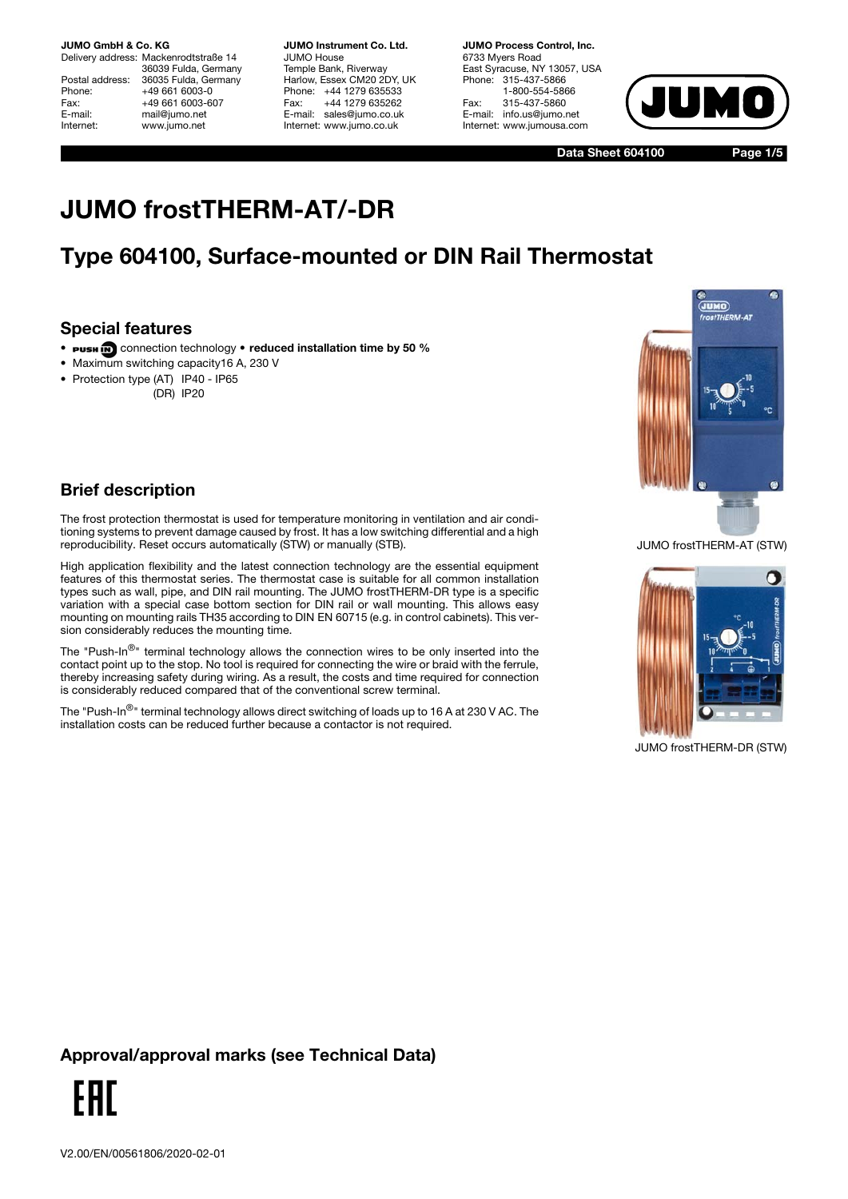**JUMO GmbH & Co. KG**
Delivery address: Mackenrodtstraße 14
36039 Fulda, Germany
Postal address: 36035 Fulda, Germany
Phone: +49 661 6003-0
Fax: +49 661 6003-607
E-mail: mail@jumo.net
Internet: www.jumo.net

**JUMO Instrument Co. Ltd.**
JUMO House
Temple Bank, Riverway
Harlow, Essex CM20 2DY, UK
Phone: +44 1279 635533
Fax: +44 1279 635262
E-mail: sales@jumo.co.uk
Internet: www.jumo.co.uk

**JUMO Process Control, Inc.**
6733 Myers Road
East Syracuse, NY 13057, USA
Phone: 315-437-5866
1-800-554-5866
Fax: 315-437-5860
E-mail: info.us@jumo.net
Internet: www.jumousa.com

**Data Sheet 604100**

# JUMO frostTHERM-AT/-DR

## Type 604100, Surface-mounted or DIN Rail Thermostat

### Special features

- PUSH IN connection technology • **reduced installation time by 50 %**
- Maximum switching capacity16 A, 230 V
- Protection type (AT) IP40 - IP65
  (DR) IP20

JUMO frostTHERM-AT (STW)

JUMO frostTHERM-DR (STW)

### Brief description

The frost protection thermostat is used for temperature monitoring in ventilation and air conditioning systems to prevent damage caused by frost. It has a low switching differential and a high reproducibility. Reset occurs automatically (STW) or manually (STB).

High application flexibility and the latest connection technology are the essential equipment features of this thermostat series. The thermostat case is suitable for all common installation types such as wall, pipe, and DIN rail mounting. The JUMO frostTHERM-DR type is a specific variation with a special case bottom section for DIN rail or wall mounting. This allows easy mounting on mounting rails TH35 according to DIN EN 60715 (e.g. in control cabinets). This version considerably reduces the mounting time.

The "Push-In®" terminal technology allows the connection wires to be only inserted into the contact point up to the stop. No tool is required for connecting the wire or braid with the ferrule, thereby increasing safety during wiring. As a result, the costs and time required for connection is considerably reduced compared that of the conventional screw terminal.

The "Push-In®" terminal technology allows direct switching of loads up to 16 A at 230 V AC. The installation costs can be reduced further because a contactor is not required.

### Approval/approval marks (see Technical Data)

EAC

V2.00/EN/00561806/2020-02-01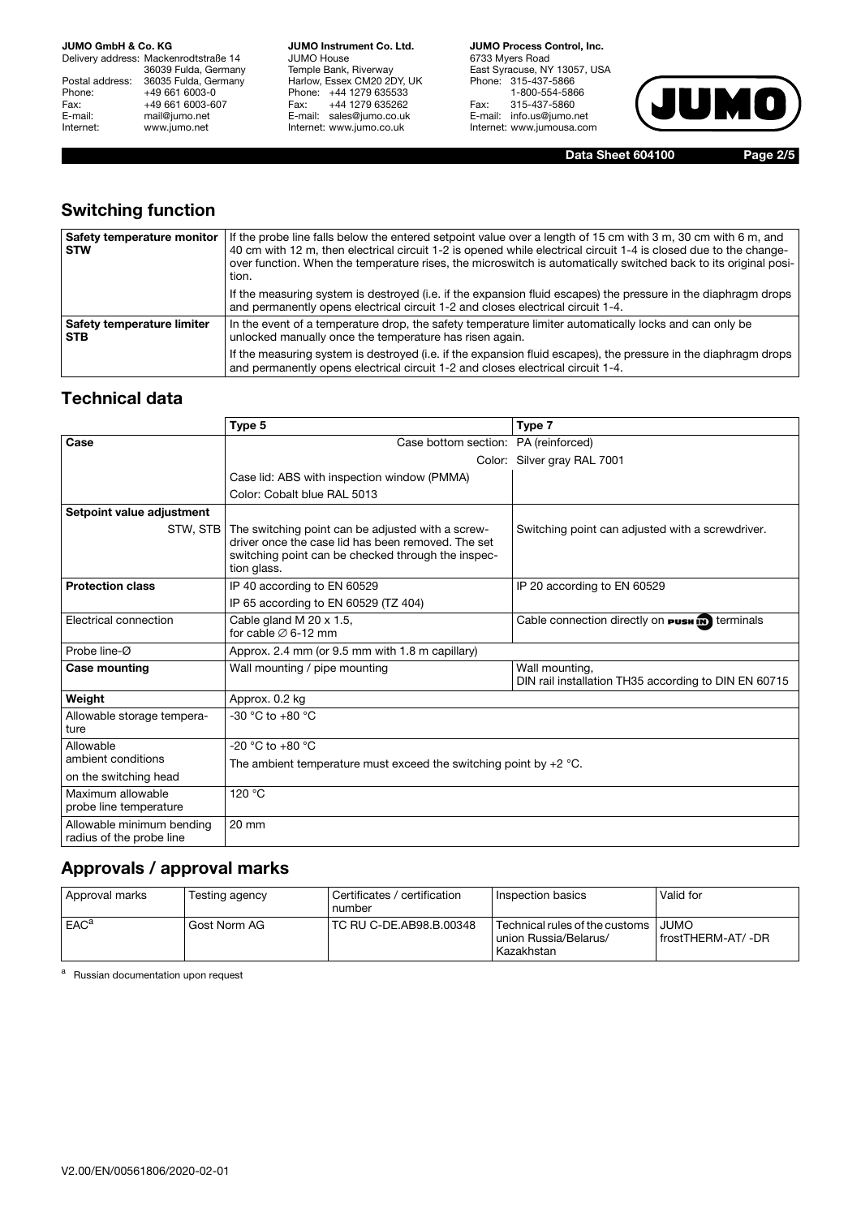## Switching function

| | |
|---|---|
| **Safety temperature monitor STW** | If the probe line falls below the entered setpoint value over a length of 15 cm with 3 m, 30 cm with 6 m, and 40 cm with 12 m, then electrical circuit 1-2 is opened while electrical circuit 1-4 is closed due to the change-over function. When the temperature rises, the microswitch is automatically switched back to its original position. |
| | If the measuring system is destroyed (i.e. if the expansion fluid escapes) the pressure in the diaphragm drops and permanently opens electrical circuit 1-2 and closes electrical circuit 1-4. |
| **Safety temperature limiter STB** | In the event of a temperature drop, the safety temperature limiter automatically locks and can only be unlocked manually once the temperature has risen again. |
| | If the measuring system is destroyed (i.e. if the expansion fluid escapes), the pressure in the diaphragm drops and permanently opens electrical circuit 1-2 and closes electrical circuit 1-4. |

## Technical data

| | Type 5 | Type 7 |
|---|---|---|
| **Case** | Case bottom section: | PA (reinforced) |
| | Color: | Silver gray RAL 7001 |
| | Case lid: ABS with inspection window (PMMA) | |
| | Color: Cobalt blue RAL 5013 | |
| **Setpoint value adjustment** | | |
| STW, STB | The switching point can be adjusted with a screw-driver once the case lid has been removed. The set switching point can be checked through the inspection glass. | Switching point can adjusted with a screwdriver. |
| **Protection class** | IP 40 according to EN 60529 | IP 20 according to EN 60529 |
| | IP 65 according to EN 60529 (TZ 404) | |
| Electrical connection | Cable gland M 20 x 1.5, for cable ∅ 6-12 mm | Cable connection directly on PUSH IN terminals |
| Probe line-Ø | Approx. 2.4 mm (or 9.5 mm with 1.8 m capillary) | |
| **Case mounting** | Wall mounting / pipe mounting | Wall mounting, DIN rail installation TH35 according to DIN EN 60715 |
| **Weight** | Approx. 0.2 kg | |
| Allowable storage temperature | -30 °C to +80 °C | |
| Allowable ambient conditions on the switching head | -20 °C to +80 °C<br>The ambient temperature must exceed the switching point by +2 °C. | |
| Maximum allowable probe line temperature | 120 °C | |
| Allowable minimum bending radius of the probe line | 20 mm | |

## Approvals / approval marks

| Approval marks | Testing agency | Certificates / certification number | Inspection basics | Valid for |
|---|---|---|---|---|
| EAC[a] | Gost Norm AG | TC RU C-DE.AB98.B.00348 | Technical rules of the customs union Russia/Belarus/ Kazakhstan | JUMO frostTHERM-AT/ -DR |

[a] Russian documentation upon request

V2.00/EN/00561806/2020-02-01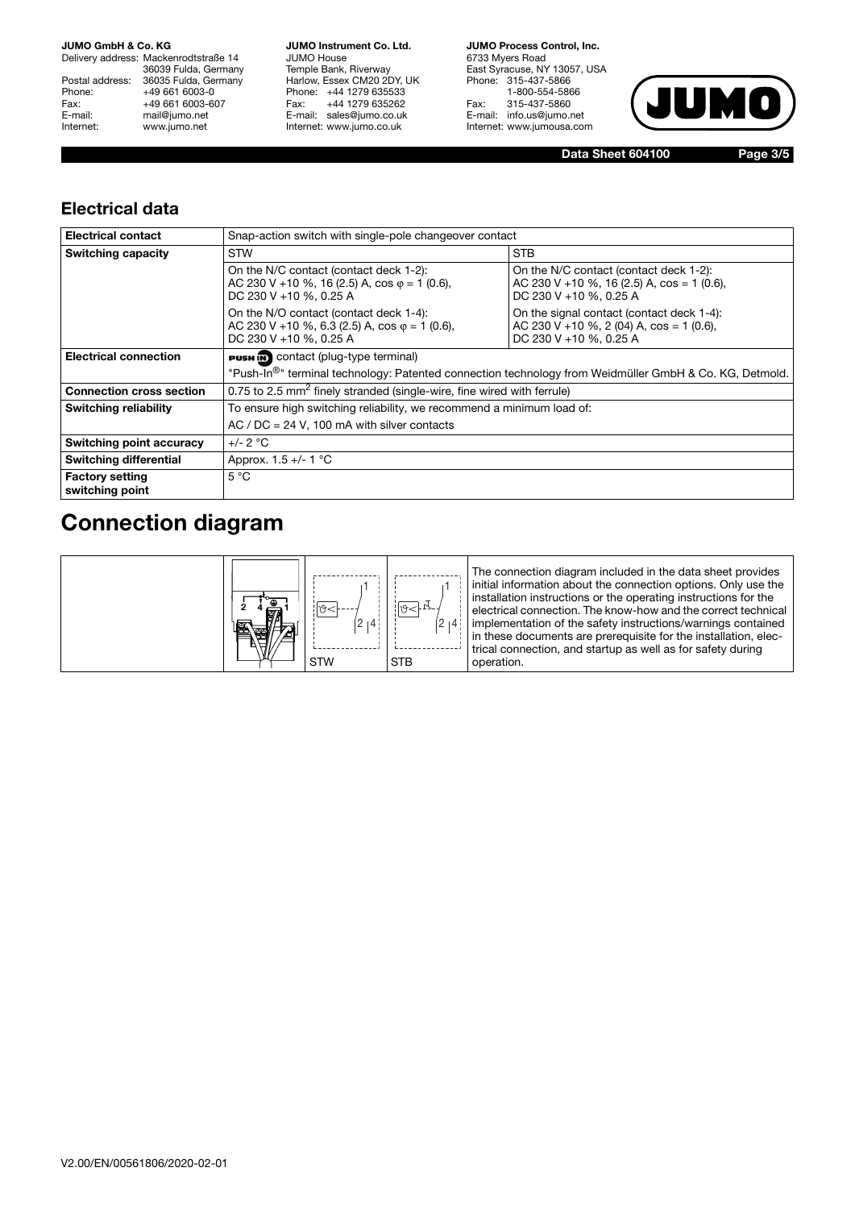## Electrical data

| Electrical contact | Snap-action switch with single-pole changeover contact | |
|---|---|---|
| Switching capacity | STW | STB |
| | On the N/C contact (contact deck 1-2): AC 230 V +10 %, 16 (2.5) A, cos φ = 1 (0.6), DC 230 V +10 %, 0.25 A | On the N/C contact (contact deck 1-2): AC 230 V +10 %, 16 (2.5) A, cos = 1 (0.6), DC 230 V +10 %, 0.25 A |
| | On the N/O contact (contact deck 1-4): AC 230 V +10 %, 6.3 (2.5) A, cos φ = 1 (0.6), DC 230 V +10 %, 0.25 A | On the signal contact (contact deck 1-4): AC 230 V +10 %, 2 (04) A, cos = 1 (0.6), DC 230 V +10 %, 0.25 A |
| Electrical connection | PUSH IN contact (plug-type terminal) "Push-In®" terminal technology: Patented connection technology from Weidmüller GmbH & Co. KG, Detmold. | |
| Connection cross section | 0.75 to 2.5 mm² finely stranded (single-wire, fine wired with ferrule) | |
| Switching reliability | To ensure high switching reliability, we recommend a minimum load of: AC / DC = 24 V, 100 mA with silver contacts | |
| Switching point accuracy | +/- 2 °C | |
| Switching differential | Approx. 1.5 +/- 1 °C | |
| Factory setting switching point | 5 °C | |

# Connection diagram

STW

STB

The connection diagram included in the data sheet provides initial information about the connection options. Only use the installation instructions or the operating instructions for the electrical connection. The know-how and the correct technical implementation of the safety instructions/warnings contained in these documents are prerequisite for the installation, electrical connection, and startup as well as for safety during operation.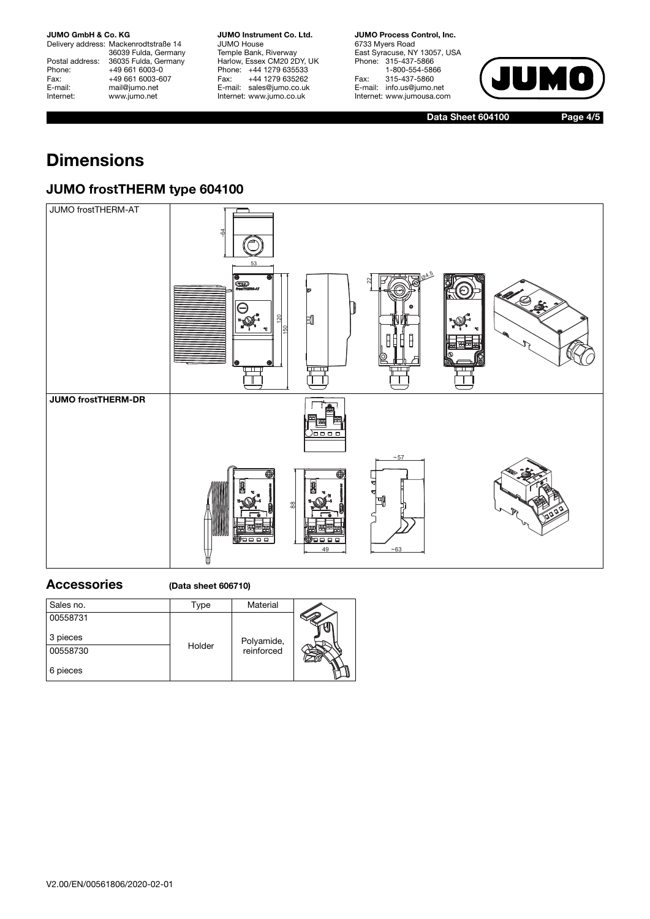# Dimensions

## JUMO frostTHERM type 604100

| JUMO frostTHERM-AT | |
|---|---|
| **JUMO frostTHERM-DR** | |

## Accessories

**(Data sheet 606710)**

| Sales no. | Type | Material |
|---|---|---|
| 00558731<br>3 pieces | Holder | Polyamide, reinforced |
| 00558730<br>6 pieces | | |

V2.00/EN/00561806/2020-02-01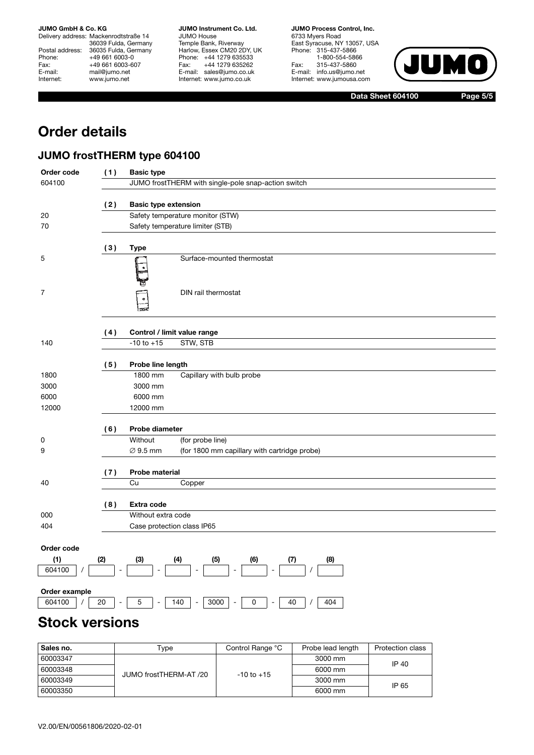# Order details

## JUMO frostTHERM type 604100

| Order code | | Basic type | |
|---|---|---|---|
| 604100 | (1) | JUMO frostTHERM with single-pole snap-action switch | |
| | (2) | **Basic type extension** | |
| 20 | | Safety temperature monitor (STW) | |
| 70 | | Safety temperature limiter (STB) | |
| | (3) | **Type** | |
| 5 | | | Surface-mounted thermostat |
| 7 | | | DIN rail thermostat |
| | (4) | **Control / limit value range** | |
| 140 | | -10 to +15 | STW, STB |
| | (5) | **Probe line length** | |
| 1800 | | 1800 mm | Capillary with bulb probe |
| 3000 | | 3000 mm | |
| 6000 | | 6000 mm | |
| 12000 | | 12000 mm | |
| | (6) | **Probe diameter** | |
| 0 | | Without | (for probe line) |
| 9 | | ∅ 9.5 mm | (for 1800 mm capillary with cartridge probe) |
| | (7) | **Probe material** | |
| 40 | | Cu | Copper |
| | (8) | **Extra code** | |
| 000 | | Without extra code | |
| 404 | | Case protection class IP65 | |

**Order code**

| (1) | | (2) | | (3) | | (4) | | (5) | | (6) | | (7) | | (8) |
|---|---|---|---|---|---|---|---|---|---|---|---|---|---|---|
| 604100 | / | | - | | - | | - | | - | | - | | / | |

**Order example**

| | | | | | | | | | | | | | | |
|---|---|---|---|---|---|---|---|---|---|---|---|---|---|---|
| 604100 | / | 20 | - | 5 | - | 140 | - | 3000 | - | 0 | - | 40 | / | 404 |

# Stock versions

| Sales no. | Type | Control Range °C | Probe lead length | Protection class |
|---|---|---|---|---|
| 60003347 | JUMO frostTHERM-AT /20 | -10 to +15 | 3000 mm | IP 40 |
| 60003348 | | | 6000 mm | |
| 60003349 | | | 3000 mm | IP 65 |
| 60003350 | | | 6000 mm | |

V2.00/EN/00561806/2020-02-01